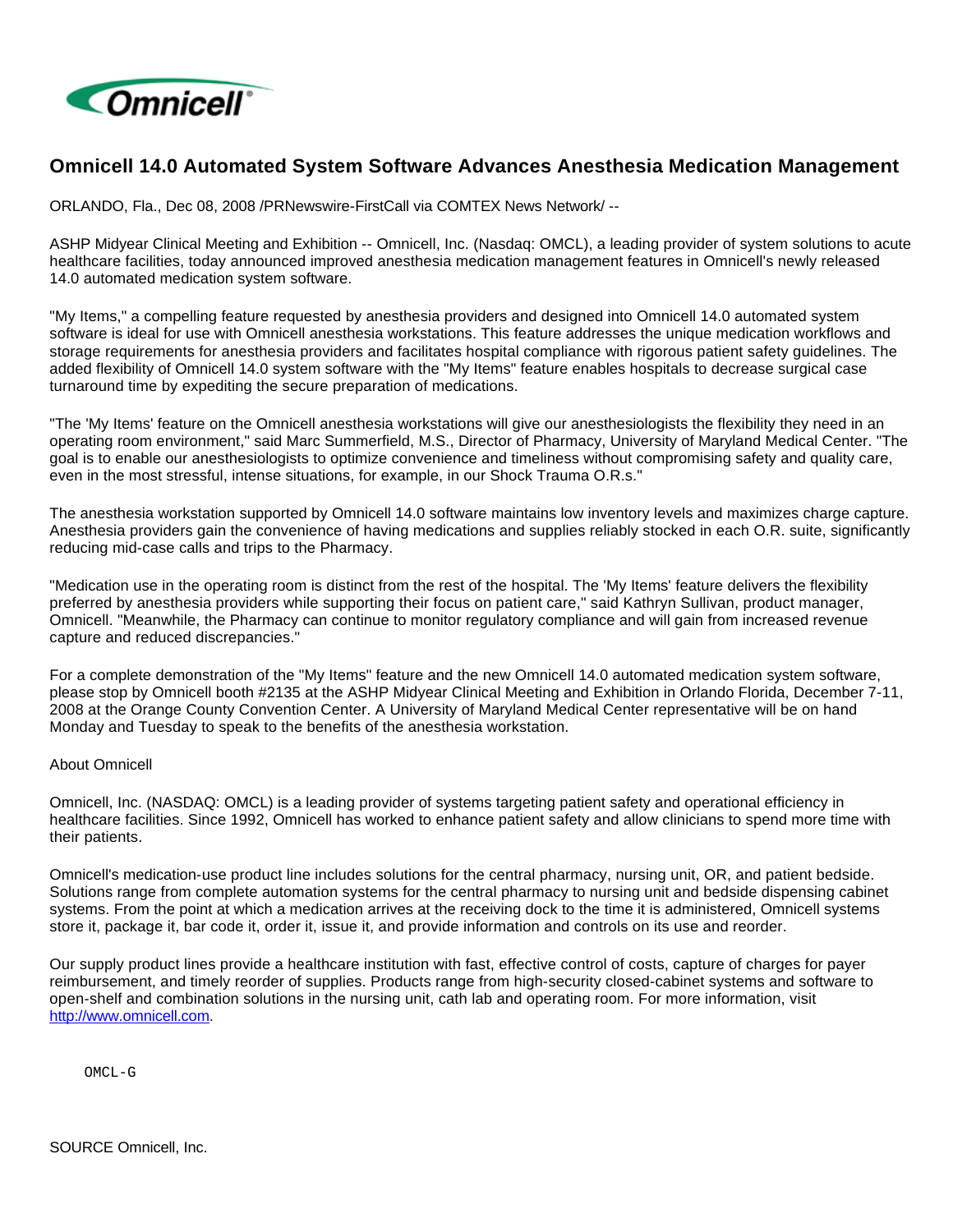# Omnicell 14.0 Automated System Software Advances Anesthesia Medication Management

ORLANDO, Fla., Dec 08, 2008 /PRNewswire-FirstCall via COMTEX News Network/ --

ASHP Midyear Clinical Meeting and Exhibition -- Omnicell, Inc. (Nasdaq: OMCL), a leading provider of system solutions to acute healthcare facilities, today announced improved anesthesia medication management features in Omnicell's newly released 14.0 automated medication system software.

"My Items," a compelling feature requested by anesthesia providers and designed into Omnicell 14.0 automated system software is ideal for use with Omnicell anesthesia workstations. This feature addresses the unique medication workflows and storage requirements for anesthesia providers and facilitates hospital compliance with rigorous patient safety guidelines. The added flexibility of Omnicell 14.0 system software with the "My Items" feature enables hospitals to decrease surgical case turnaround time by expediting the secure preparation of medications.

"The 'My Items' feature on the Omnicell anesthesia workstations will give our anesthesiologists the flexibility they need in an operating room environment," said Marc Summerfield, M.S., Director of Pharmacy, University of Maryland Medical Center. "The goal is to enable our anesthesiologists to optimize convenience and timeliness without compromising safety and quality care, even in the most stressful, intense situations, for example, in our Shock Trauma O.R.s."

The anesthesia workstation supported by Omnicell 14.0 software maintains low inventory levels and maximizes charge capture. Anesthesia providers gain the convenience of having medications and supplies reliably stocked in each O.R. suite, significantly reducing mid-case calls and trips to the Pharmacy.

"Medication use in the operating room is distinct from the rest of the hospital. The 'My Items' feature delivers the flexibility preferred by anesthesia providers while supporting their focus on patient care," said Kathryn Sullivan, product manager, Omnicell. "Meanwhile, the Pharmacy can continue to monitor regulatory compliance and will gain from increased revenue capture and reduced discrepancies."

For a complete demonstration of the "My Items" feature and the new Omnicell 14.0 automated medication system software, please stop by Omnicell booth #2135 at the ASHP Midyear Clinical Meeting and Exhibition in Orlando Florida, December 7-11, 2008 at the Orange County Convention Center. A University of Maryland Medical Center representative will be on hand Monday and Tuesday to speak to the benefits of the anesthesia workstation.

About Omnicell

Omnicell, Inc. (NASDAQ: OMCL) is a leading provider of systems targeting patient safety and operational efficiency in healthcare facilities. Since 1992, Omnicell has worked to enhance patient safety and allow clinicians to spend more time with their patients.

Omnicell's medication-use product line includes solutions for the central pharmacy, nursing unit, OR, and patient bedside. Solutions range from complete automation systems for the central pharmacy to nursing unit and bedside dispensing cabinet systems. From the point at which a medication arrives at the receiving dock to the time it is administered, Omnicell systems store it, package it, bar code it, order it, issue it, and provide information and controls on its use and reorder.

Our supply product lines provide a healthcare institution with fast, effective control of costs, capture of charges for payer reimbursement, and timely reorder of supplies. Products range from high-security closed-cabinet systems and software to open-shelf and combination solutions in the nursing unit, cath lab and operating room. For more information, visit http://www.omnicell.com.

```
OMCL-G
```

SOURCE Omnicell, Inc.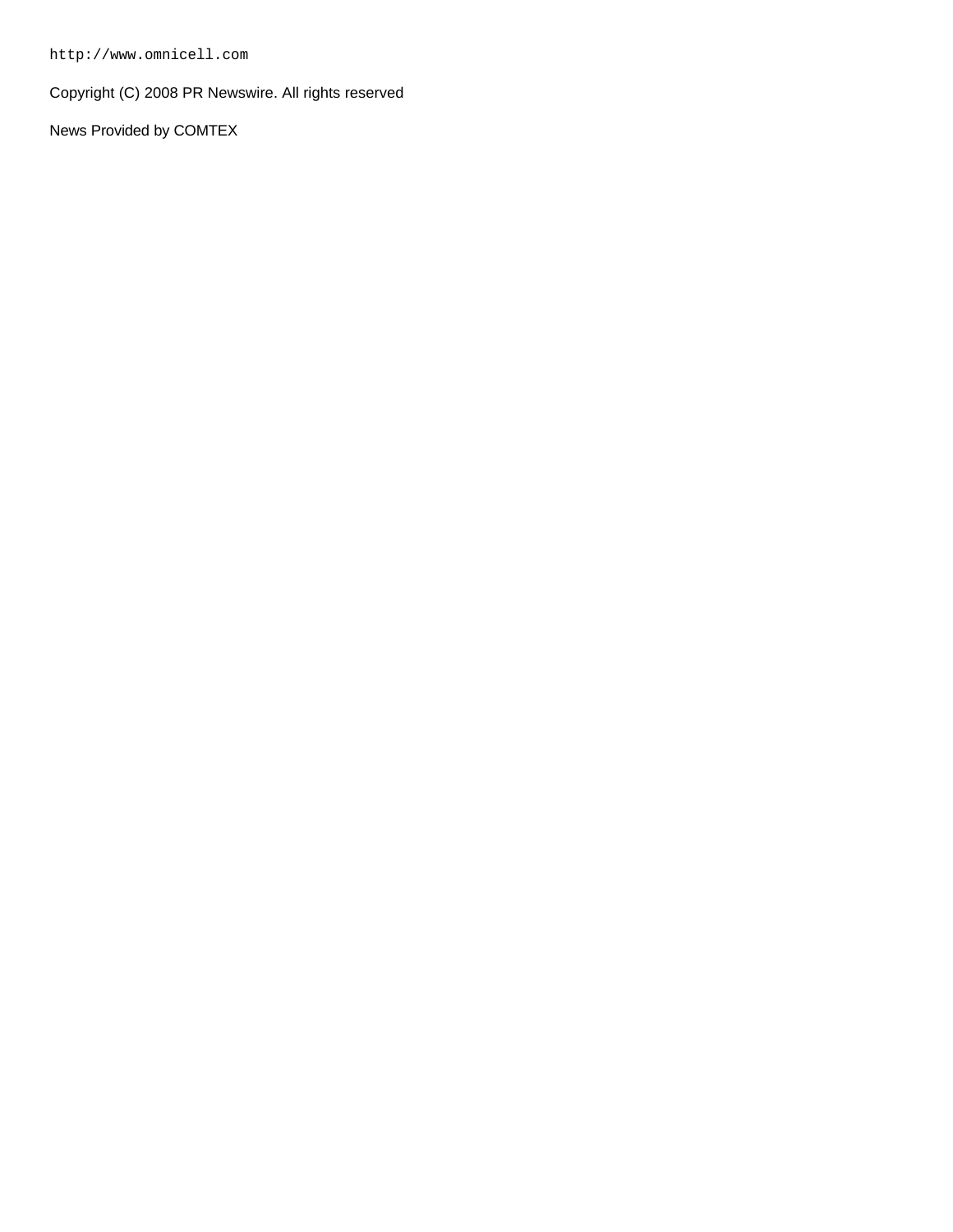```
http://www.omnicell.com
```

Copyright (C) 2008 PR Newswire. All rights reserved

News Provided by COMTEX